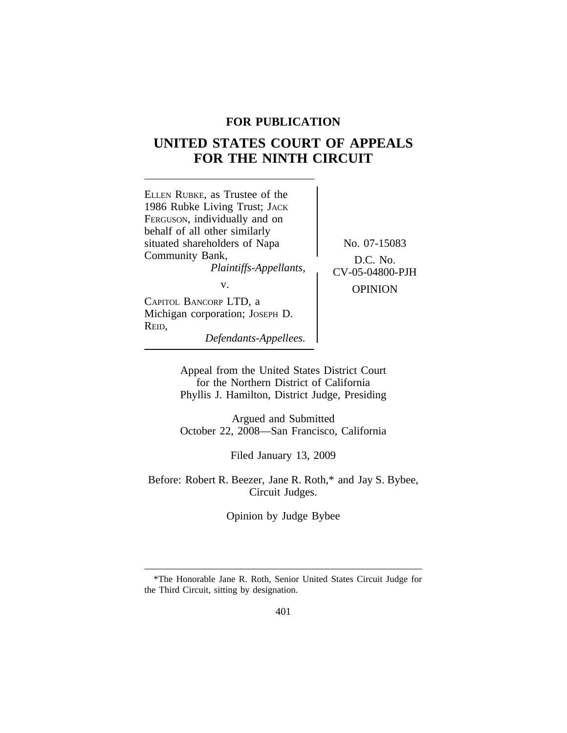**FOR PUBLICATION**

# UNITED STATES COURT OF APPEALS FOR THE NINTH CIRCUIT

ELLEN RUBKE, as Trustee of the 1986 Rubke Living Trust; JACK FERGUSON, individually and on behalf of all other similarly situated shareholders of Napa Community Bank,
*Plaintiffs-Appellants*,

v.

CAPITOL BANCORP LTD, a Michigan corporation; JOSEPH D. REID,
*Defendants-Appellees.*

No. 07-15083

D.C. No. CV-05-04800-PJH

OPINION

Appeal from the United States District Court for the Northern District of California
Phyllis J. Hamilton, District Judge, Presiding

Argued and Submitted
October 22, 2008—San Francisco, California

Filed January 13, 2009

Before: Robert R. Beezer, Jane R. Roth,* and Jay S. Bybee, Circuit Judges.

Opinion by Judge Bybee

---

*The Honorable Jane R. Roth, Senior United States Circuit Judge for the Third Circuit, sitting by designation.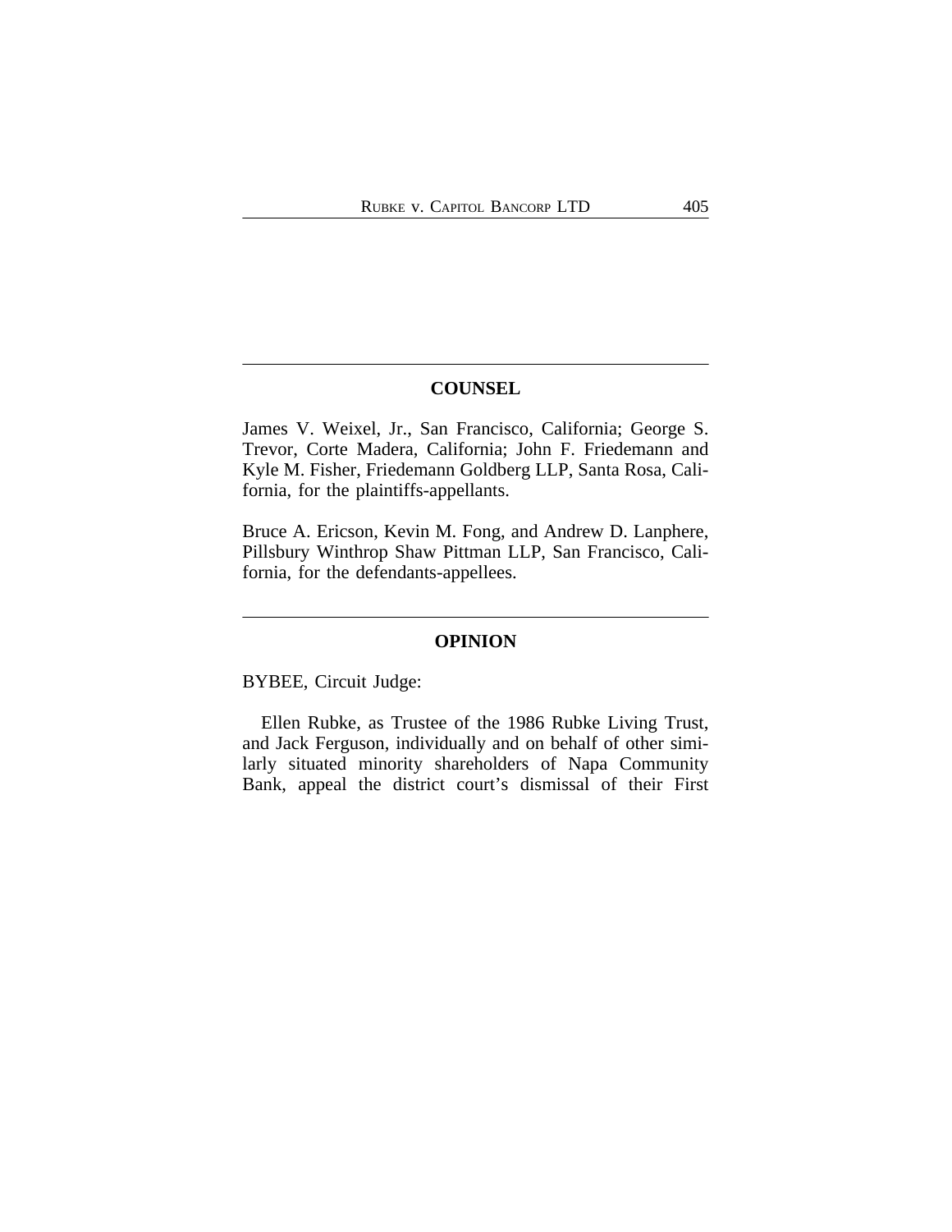## COUNSEL

James V. Weixel, Jr., San Francisco, California; George S. Trevor, Corte Madera, California; John F. Friedemann and Kyle M. Fisher, Friedemann Goldberg LLP, Santa Rosa, California, for the plaintiffs-appellants.

Bruce A. Ericson, Kevin M. Fong, and Andrew D. Lanphere, Pillsbury Winthrop Shaw Pittman LLP, San Francisco, California, for the defendants-appellees.

## OPINION

BYBEE, Circuit Judge:

Ellen Rubke, as Trustee of the 1986 Rubke Living Trust, and Jack Ferguson, individually and on behalf of other similarly situated minority shareholders of Napa Community Bank, appeal the district court's dismissal of their First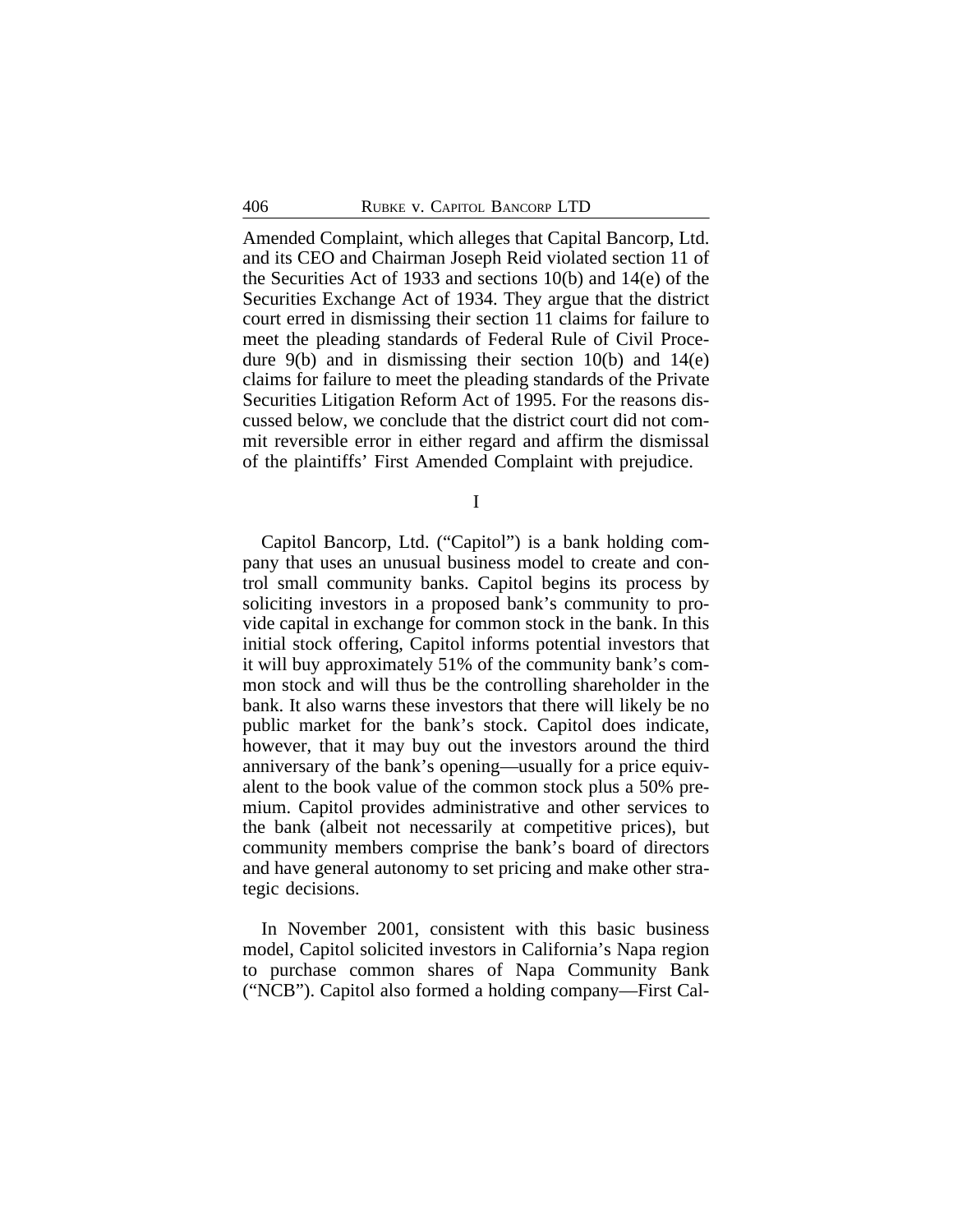Amended Complaint, which alleges that Capital Bancorp, Ltd. and its CEO and Chairman Joseph Reid violated section 11 of the Securities Act of 1933 and sections 10(b) and 14(e) of the Securities Exchange Act of 1934. They argue that the district court erred in dismissing their section 11 claims for failure to meet the pleading standards of Federal Rule of Civil Procedure 9(b) and in dismissing their section 10(b) and 14(e) claims for failure to meet the pleading standards of the Private Securities Litigation Reform Act of 1995. For the reasons discussed below, we conclude that the district court did not commit reversible error in either regard and affirm the dismissal of the plaintiffs' First Amended Complaint with prejudice.

## I

Capitol Bancorp, Ltd. ("Capitol") is a bank holding company that uses an unusual business model to create and control small community banks. Capitol begins its process by soliciting investors in a proposed bank's community to provide capital in exchange for common stock in the bank. In this initial stock offering, Capitol informs potential investors that it will buy approximately 51% of the community bank's common stock and will thus be the controlling shareholder in the bank. It also warns these investors that there will likely be no public market for the bank's stock. Capitol does indicate, however, that it may buy out the investors around the third anniversary of the bank's opening—usually for a price equivalent to the book value of the common stock plus a 50% premium. Capitol provides administrative and other services to the bank (albeit not necessarily at competitive prices), but community members comprise the bank's board of directors and have general autonomy to set pricing and make other strategic decisions.

In November 2001, consistent with this basic business model, Capitol solicited investors in California's Napa region to purchase common shares of Napa Community Bank ("NCB"). Capitol also formed a holding company—First Cal-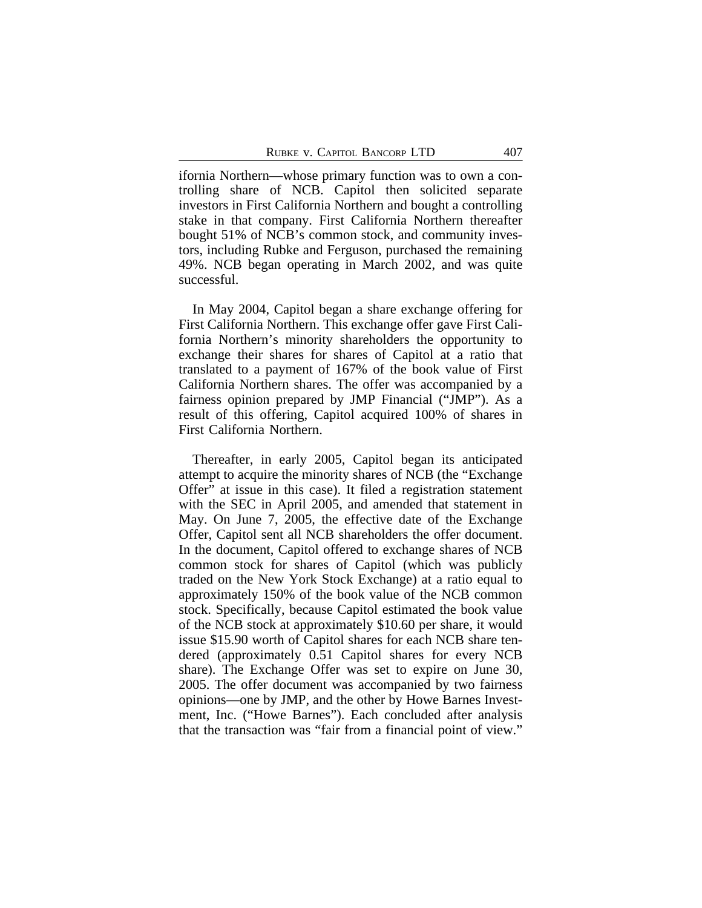ifornia Northern—whose primary function was to own a controlling share of NCB. Capitol then solicited separate investors in First California Northern and bought a controlling stake in that company. First California Northern thereafter bought 51% of NCB's common stock, and community investors, including Rubke and Ferguson, purchased the remaining 49%. NCB began operating in March 2002, and was quite successful.

In May 2004, Capitol began a share exchange offering for First California Northern. This exchange offer gave First California Northern's minority shareholders the opportunity to exchange their shares for shares of Capitol at a ratio that translated to a payment of 167% of the book value of First California Northern shares. The offer was accompanied by a fairness opinion prepared by JMP Financial ("JMP"). As a result of this offering, Capitol acquired 100% of shares in First California Northern.

Thereafter, in early 2005, Capitol began its anticipated attempt to acquire the minority shares of NCB (the "Exchange Offer" at issue in this case). It filed a registration statement with the SEC in April 2005, and amended that statement in May. On June 7, 2005, the effective date of the Exchange Offer, Capitol sent all NCB shareholders the offer document. In the document, Capitol offered to exchange shares of NCB common stock for shares of Capitol (which was publicly traded on the New York Stock Exchange) at a ratio equal to approximately 150% of the book value of the NCB common stock. Specifically, because Capitol estimated the book value of the NCB stock at approximately $10.60 per share, it would issue $15.90 worth of Capitol shares for each NCB share tendered (approximately 0.51 Capitol shares for every NCB share). The Exchange Offer was set to expire on June 30, 2005. The offer document was accompanied by two fairness opinions—one by JMP, and the other by Howe Barnes Investment, Inc. ("Howe Barnes"). Each concluded after analysis that the transaction was "fair from a financial point of view."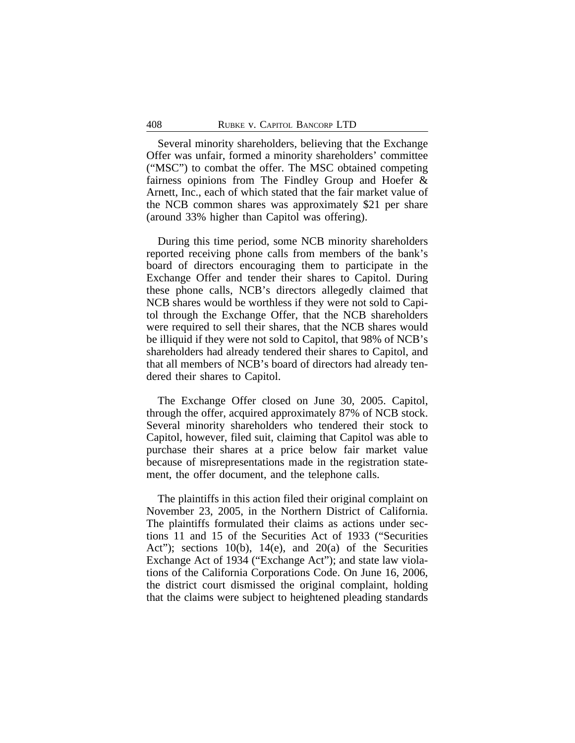Several minority shareholders, believing that the Exchange Offer was unfair, formed a minority shareholders' committee ("MSC") to combat the offer. The MSC obtained competing fairness opinions from The Findley Group and Hoefer & Arnett, Inc., each of which stated that the fair market value of the NCB common shares was approximately $21 per share (around 33% higher than Capitol was offering).

During this time period, some NCB minority shareholders reported receiving phone calls from members of the bank's board of directors encouraging them to participate in the Exchange Offer and tender their shares to Capitol. During these phone calls, NCB's directors allegedly claimed that NCB shares would be worthless if they were not sold to Capitol through the Exchange Offer, that the NCB shareholders were required to sell their shares, that the NCB shares would be illiquid if they were not sold to Capitol, that 98% of NCB's shareholders had already tendered their shares to Capitol, and that all members of NCB's board of directors had already tendered their shares to Capitol.

The Exchange Offer closed on June 30, 2005. Capitol, through the offer, acquired approximately 87% of NCB stock. Several minority shareholders who tendered their stock to Capitol, however, filed suit, claiming that Capitol was able to purchase their shares at a price below fair market value because of misrepresentations made in the registration statement, the offer document, and the telephone calls.

The plaintiffs in this action filed their original complaint on November 23, 2005, in the Northern District of California. The plaintiffs formulated their claims as actions under sections 11 and 15 of the Securities Act of 1933 ("Securities Act"); sections 10(b), 14(e), and 20(a) of the Securities Exchange Act of 1934 ("Exchange Act"); and state law violations of the California Corporations Code. On June 16, 2006, the district court dismissed the original complaint, holding that the claims were subject to heightened pleading standards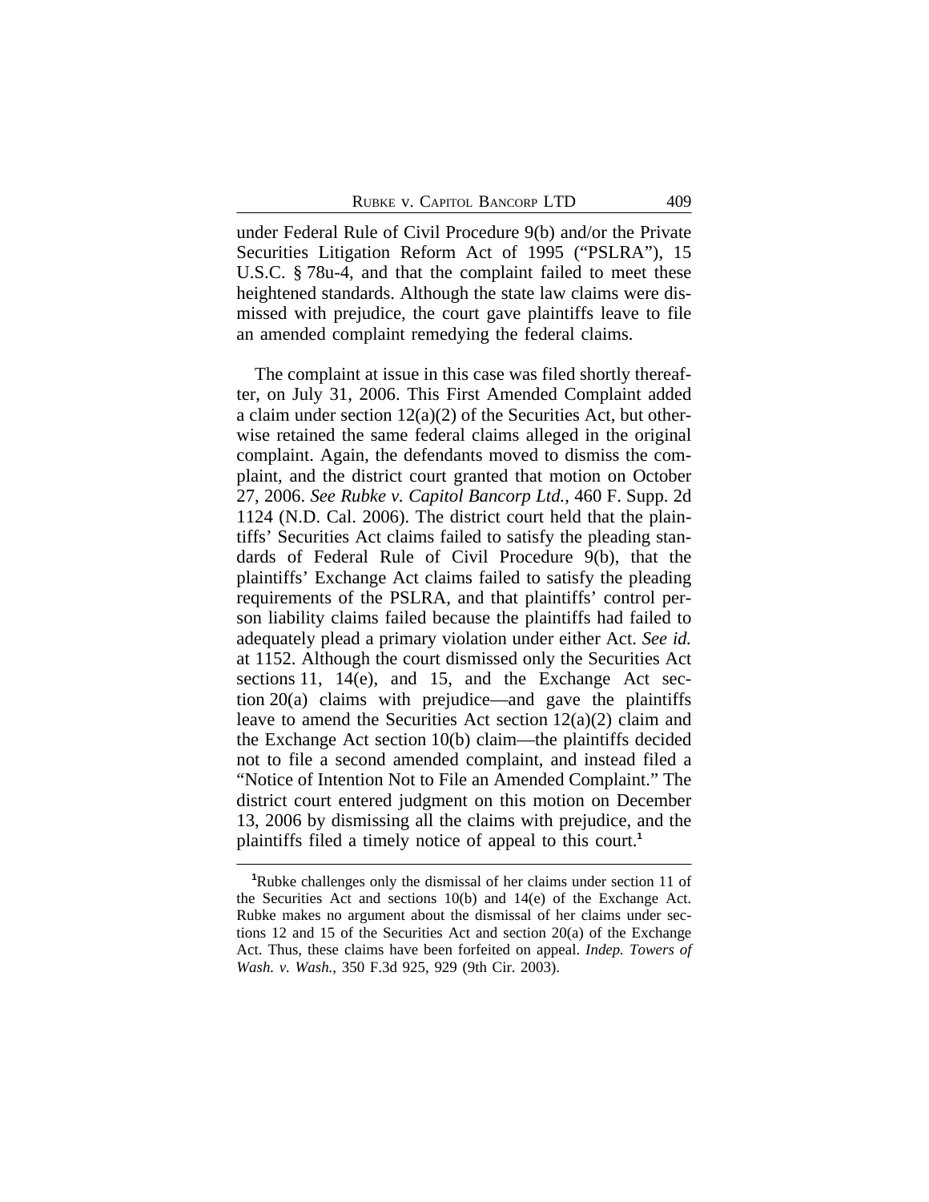under Federal Rule of Civil Procedure 9(b) and/or the Private Securities Litigation Reform Act of 1995 ("PSLRA"), 15 U.S.C. § 78u-4, and that the complaint failed to meet these heightened standards. Although the state law claims were dismissed with prejudice, the court gave plaintiffs leave to file an amended complaint remedying the federal claims.

The complaint at issue in this case was filed shortly thereafter, on July 31, 2006. This First Amended Complaint added a claim under section 12(a)(2) of the Securities Act, but otherwise retained the same federal claims alleged in the original complaint. Again, the defendants moved to dismiss the complaint, and the district court granted that motion on October 27, 2006. *See Rubke v. Capitol Bancorp Ltd.*, 460 F. Supp. 2d 1124 (N.D. Cal. 2006). The district court held that the plaintiffs' Securities Act claims failed to satisfy the pleading standards of Federal Rule of Civil Procedure 9(b), that the plaintiffs' Exchange Act claims failed to satisfy the pleading requirements of the PSLRA, and that plaintiffs' control person liability claims failed because the plaintiffs had failed to adequately plead a primary violation under either Act. *See id.* at 1152. Although the court dismissed only the Securities Act sections 11, 14(e), and 15, and the Exchange Act section 20(a) claims with prejudice—and gave the plaintiffs leave to amend the Securities Act section 12(a)(2) claim and the Exchange Act section 10(b) claim—the plaintiffs decided not to file a second amended complaint, and instead filed a "Notice of Intention Not to File an Amended Complaint." The district court entered judgment on this motion on December 13, 2006 by dismissing all the claims with prejudice, and the plaintiffs filed a timely notice of appeal to this court.[1]

[1]Rubke challenges only the dismissal of her claims under section 11 of the Securities Act and sections 10(b) and 14(e) of the Exchange Act. Rubke makes no argument about the dismissal of her claims under sections 12 and 15 of the Securities Act and section 20(a) of the Exchange Act. Thus, these claims have been forfeited on appeal. *Indep. Towers of Wash. v. Wash.*, 350 F.3d 925, 929 (9th Cir. 2003).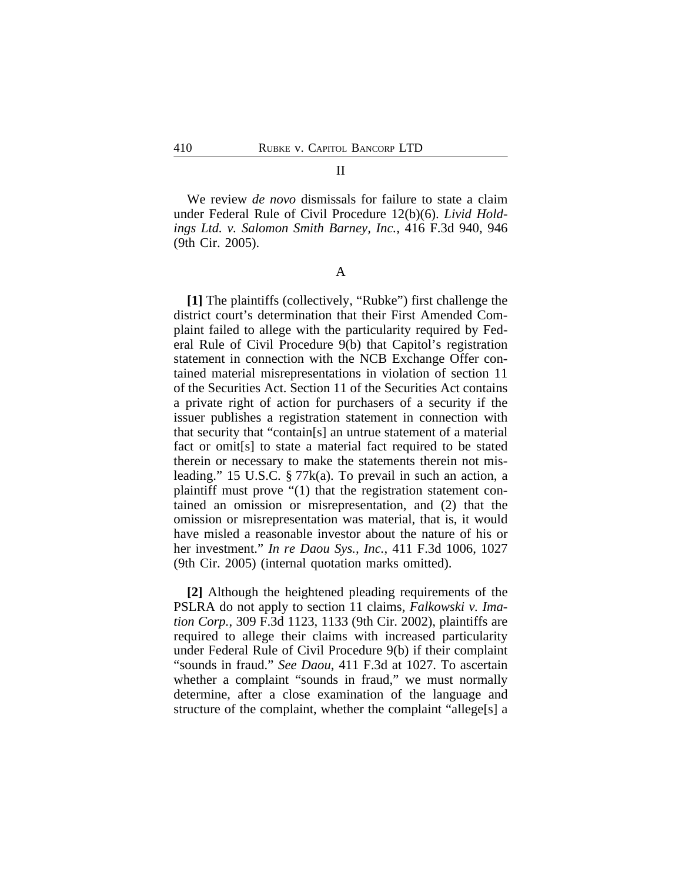## II

We review *de novo* dismissals for failure to state a claim under Federal Rule of Civil Procedure 12(b)(6). *Livid Holdings Ltd. v. Salomon Smith Barney, Inc.*, 416 F.3d 940, 946 (9th Cir. 2005).

### A

**[1]** The plaintiffs (collectively, "Rubke") first challenge the district court's determination that their First Amended Complaint failed to allege with the particularity required by Federal Rule of Civil Procedure 9(b) that Capitol's registration statement in connection with the NCB Exchange Offer contained material misrepresentations in violation of section 11 of the Securities Act. Section 11 of the Securities Act contains a private right of action for purchasers of a security if the issuer publishes a registration statement in connection with that security that "contain[s] an untrue statement of a material fact or omit[s] to state a material fact required to be stated therein or necessary to make the statements therein not misleading." 15 U.S.C. § 77k(a). To prevail in such an action, a plaintiff must prove "(1) that the registration statement contained an omission or misrepresentation, and (2) that the omission or misrepresentation was material, that is, it would have misled a reasonable investor about the nature of his or her investment." *In re Daou Sys., Inc.*, 411 F.3d 1006, 1027 (9th Cir. 2005) (internal quotation marks omitted).

**[2]** Although the heightened pleading requirements of the PSLRA do not apply to section 11 claims, *Falkowski v. Imation Corp.*, 309 F.3d 1123, 1133 (9th Cir. 2002), plaintiffs are required to allege their claims with increased particularity under Federal Rule of Civil Procedure 9(b) if their complaint "sounds in fraud." *See Daou*, 411 F.3d at 1027. To ascertain whether a complaint "sounds in fraud," we must normally determine, after a close examination of the language and structure of the complaint, whether the complaint "allege[s] a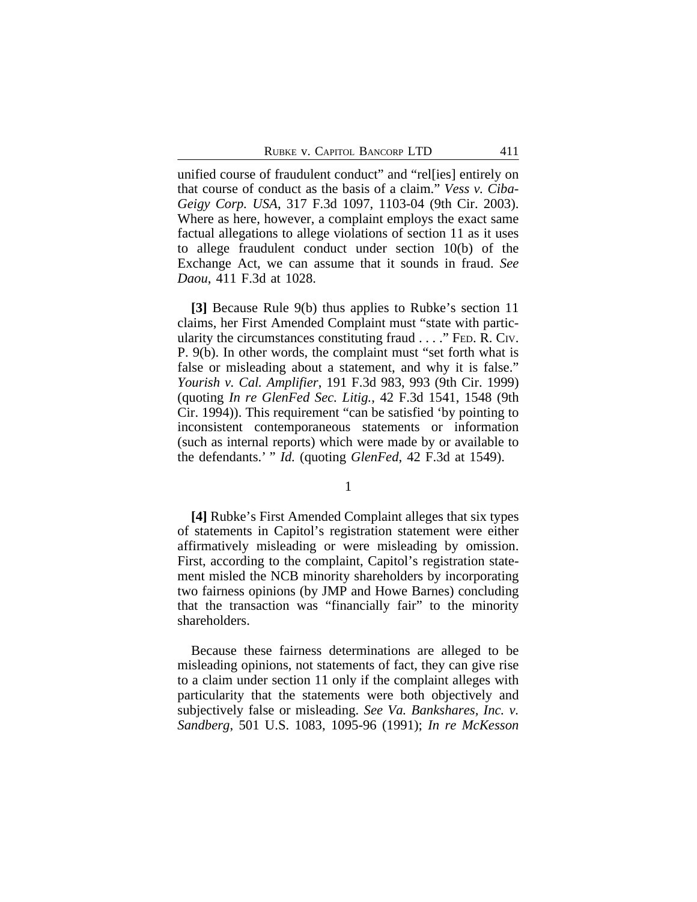unified course of fraudulent conduct" and "rel[ies] entirely on that course of conduct as the basis of a claim." *Vess v. Ciba-Geigy Corp. USA*, 317 F.3d 1097, 1103-04 (9th Cir. 2003). Where as here, however, a complaint employs the exact same factual allegations to allege violations of section 11 as it uses to allege fraudulent conduct under section 10(b) of the Exchange Act, we can assume that it sounds in fraud. *See Daou*, 411 F.3d at 1028.

**[3]** Because Rule 9(b) thus applies to Rubke's section 11 claims, her First Amended Complaint must "state with particularity the circumstances constituting fraud . . . ." FED. R. CIV. P. 9(b). In other words, the complaint must "set forth what is false or misleading about a statement, and why it is false." *Yourish v. Cal. Amplifier*, 191 F.3d 983, 993 (9th Cir. 1999) (quoting *In re GlenFed Sec. Litig.*, 42 F.3d 1541, 1548 (9th Cir. 1994)). This requirement "can be satisfied 'by pointing to inconsistent contemporaneous statements or information (such as internal reports) which were made by or available to the defendants.' " *Id.* (quoting *GlenFed*, 42 F.3d at 1549).

1

**[4]** Rubke's First Amended Complaint alleges that six types of statements in Capitol's registration statement were either affirmatively misleading or were misleading by omission. First, according to the complaint, Capitol's registration statement misled the NCB minority shareholders by incorporating two fairness opinions (by JMP and Howe Barnes) concluding that the transaction was "financially fair" to the minority shareholders.

Because these fairness determinations are alleged to be misleading opinions, not statements of fact, they can give rise to a claim under section 11 only if the complaint alleges with particularity that the statements were both objectively and subjectively false or misleading. *See Va. Bankshares, Inc. v. Sandberg*, 501 U.S. 1083, 1095-96 (1991); *In re McKesson*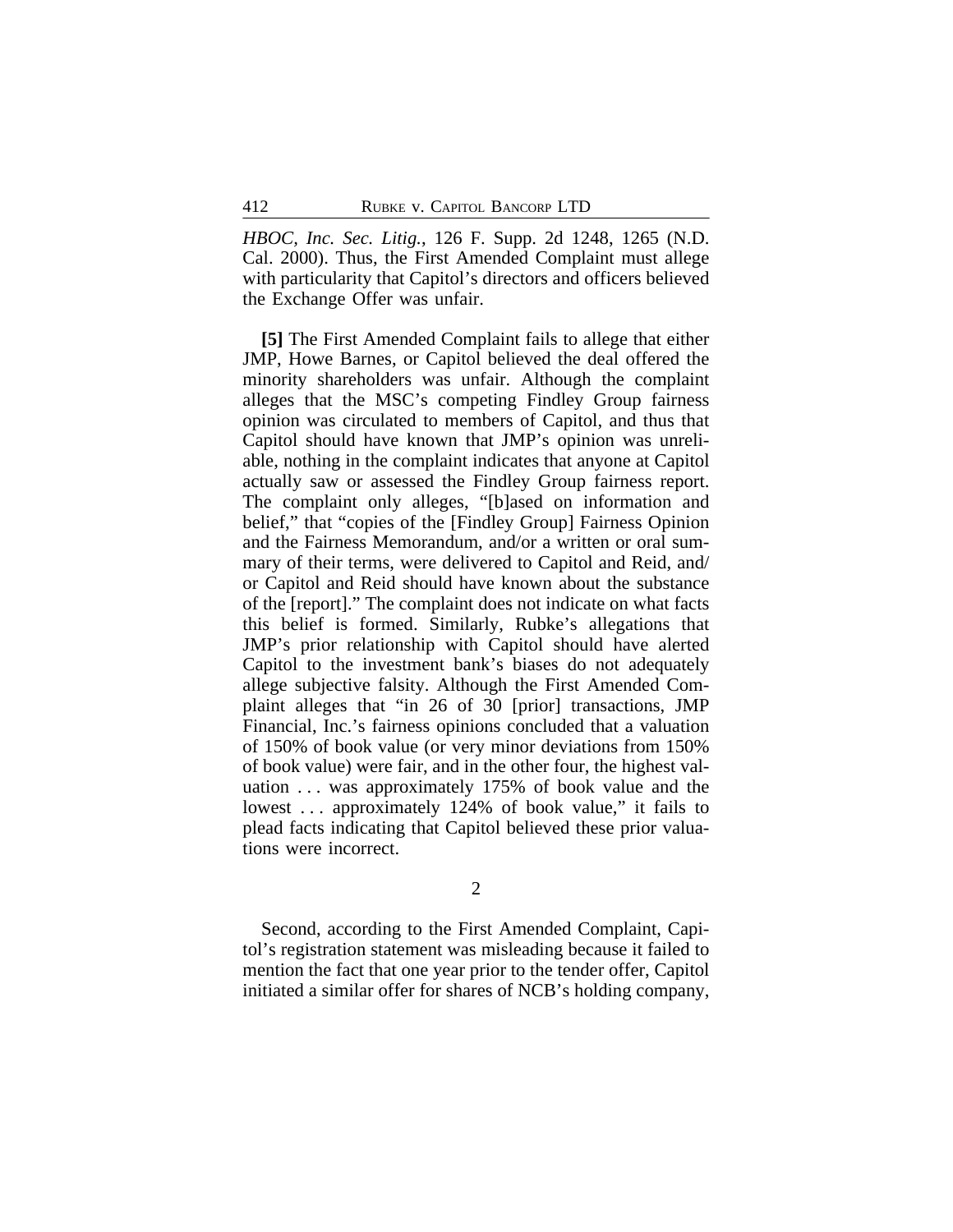*HBOC, Inc. Sec. Litig.*, 126 F. Supp. 2d 1248, 1265 (N.D. Cal. 2000). Thus, the First Amended Complaint must allege with particularity that Capitol's directors and officers believed the Exchange Offer was unfair.

**[5]** The First Amended Complaint fails to allege that either JMP, Howe Barnes, or Capitol believed the deal offered the minority shareholders was unfair. Although the complaint alleges that the MSC's competing Findley Group fairness opinion was circulated to members of Capitol, and thus that Capitol should have known that JMP's opinion was unreliable, nothing in the complaint indicates that anyone at Capitol actually saw or assessed the Findley Group fairness report. The complaint only alleges, "[b]ased on information and belief," that "copies of the [Findley Group] Fairness Opinion and the Fairness Memorandum, and/or a written or oral summary of their terms, were delivered to Capitol and Reid, and/or Capitol and Reid should have known about the substance of the [report]." The complaint does not indicate on what facts this belief is formed. Similarly, Rubke's allegations that JMP's prior relationship with Capitol should have alerted Capitol to the investment bank's biases do not adequately allege subjective falsity. Although the First Amended Complaint alleges that "in 26 of 30 [prior] transactions, JMP Financial, Inc.'s fairness opinions concluded that a valuation of 150% of book value (or very minor deviations from 150% of book value) were fair, and in the other four, the highest valuation . . . was approximately 175% of book value and the lowest . . . approximately 124% of book value," it fails to plead facts indicating that Capitol believed these prior valuations were incorrect.

2

Second, according to the First Amended Complaint, Capitol's registration statement was misleading because it failed to mention the fact that one year prior to the tender offer, Capitol initiated a similar offer for shares of NCB's holding company,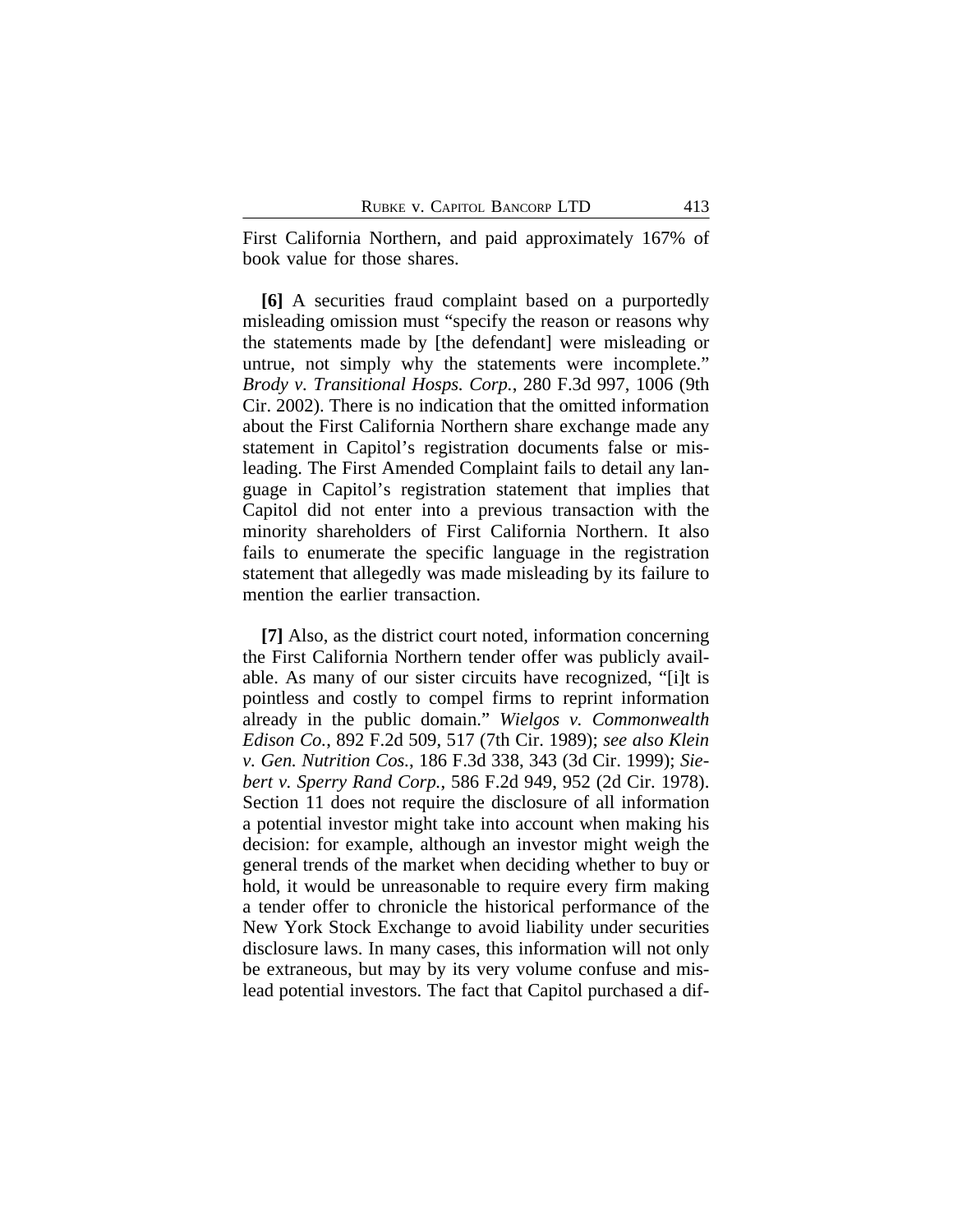First California Northern, and paid approximately 167% of book value for those shares.

**[6]** A securities fraud complaint based on a purportedly misleading omission must "specify the reason or reasons why the statements made by [the defendant] were misleading or untrue, not simply why the statements were incomplete." *Brody v. Transitional Hosps. Corp.*, 280 F.3d 997, 1006 (9th Cir. 2002). There is no indication that the omitted information about the First California Northern share exchange made any statement in Capitol's registration documents false or misleading. The First Amended Complaint fails to detail any language in Capitol's registration statement that implies that Capitol did not enter into a previous transaction with the minority shareholders of First California Northern. It also fails to enumerate the specific language in the registration statement that allegedly was made misleading by its failure to mention the earlier transaction.

**[7]** Also, as the district court noted, information concerning the First California Northern tender offer was publicly available. As many of our sister circuits have recognized, "[i]t is pointless and costly to compel firms to reprint information already in the public domain." *Wielgos v. Commonwealth Edison Co.*, 892 F.2d 509, 517 (7th Cir. 1989); *see also Klein v. Gen. Nutrition Cos.*, 186 F.3d 338, 343 (3d Cir. 1999); *Siebert v. Sperry Rand Corp.*, 586 F.2d 949, 952 (2d Cir. 1978). Section 11 does not require the disclosure of all information a potential investor might take into account when making his decision: for example, although an investor might weigh the general trends of the market when deciding whether to buy or hold, it would be unreasonable to require every firm making a tender offer to chronicle the historical performance of the New York Stock Exchange to avoid liability under securities disclosure laws. In many cases, this information will not only be extraneous, but may by its very volume confuse and mislead potential investors. The fact that Capitol purchased a dif-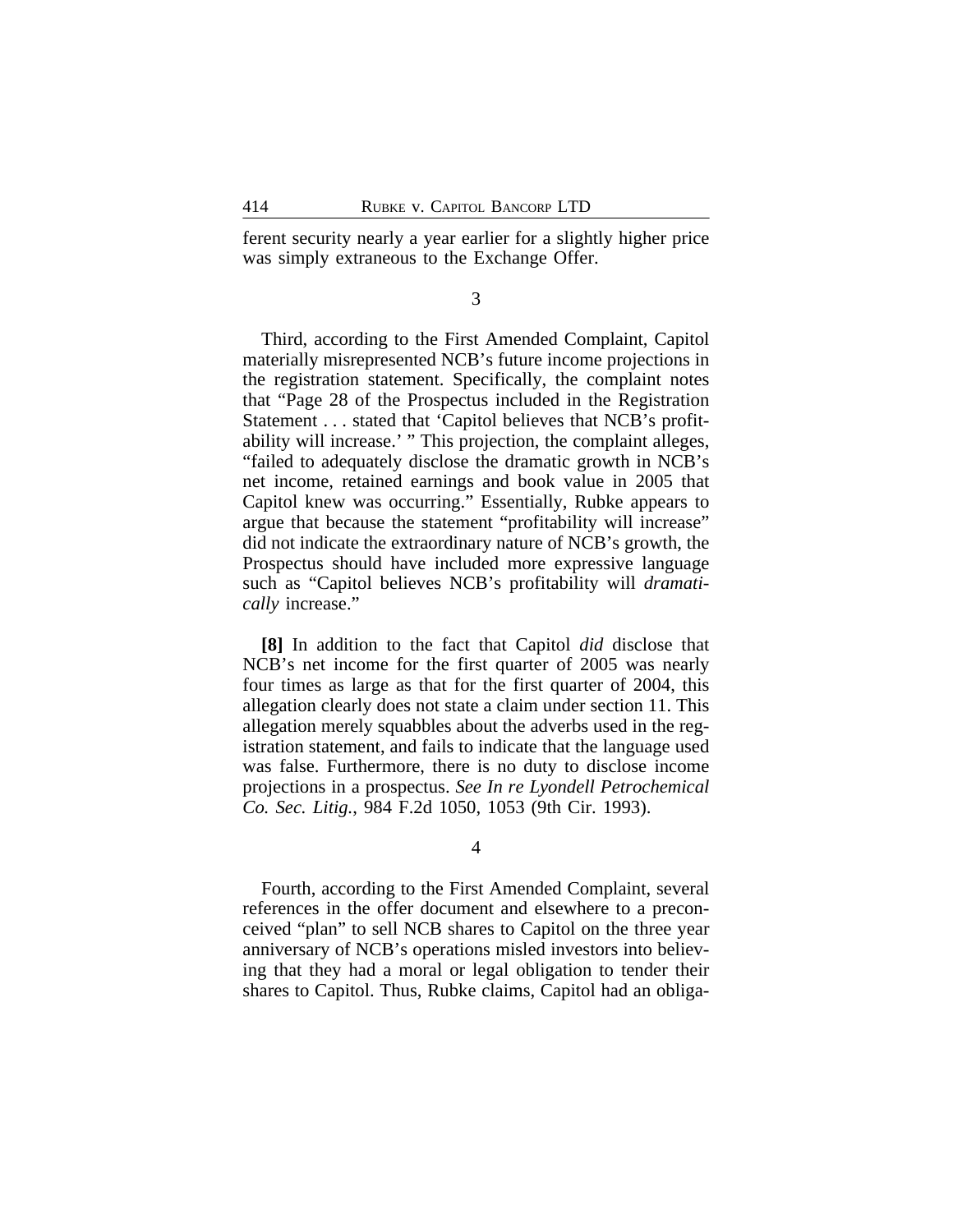ferent security nearly a year earlier for a slightly higher price was simply extraneous to the Exchange Offer.

3

Third, according to the First Amended Complaint, Capitol materially misrepresented NCB's future income projections in the registration statement. Specifically, the complaint notes that "Page 28 of the Prospectus included in the Registration Statement . . . stated that 'Capitol believes that NCB's profitability will increase.' " This projection, the complaint alleges, "failed to adequately disclose the dramatic growth in NCB's net income, retained earnings and book value in 2005 that Capitol knew was occurring." Essentially, Rubke appears to argue that because the statement "profitability will increase" did not indicate the extraordinary nature of NCB's growth, the Prospectus should have included more expressive language such as "Capitol believes NCB's profitability will *dramatically* increase."

**[8]** In addition to the fact that Capitol *did* disclose that NCB's net income for the first quarter of 2005 was nearly four times as large as that for the first quarter of 2004, this allegation clearly does not state a claim under section 11. This allegation merely squabbles about the adverbs used in the registration statement, and fails to indicate that the language used was false. Furthermore, there is no duty to disclose income projections in a prospectus. *See In re Lyondell Petrochemical Co. Sec. Litig.*, 984 F.2d 1050, 1053 (9th Cir. 1993).

4

Fourth, according to the First Amended Complaint, several references in the offer document and elsewhere to a preconceived "plan" to sell NCB shares to Capitol on the three year anniversary of NCB's operations misled investors into believing that they had a moral or legal obligation to tender their shares to Capitol. Thus, Rubke claims, Capitol had an obliga-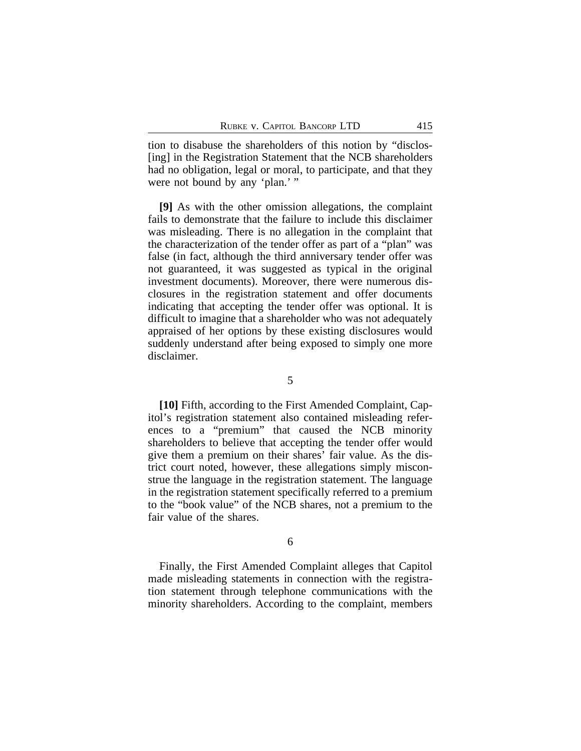tion to disabuse the shareholders of this notion by "disclos-[ing] in the Registration Statement that the NCB shareholders had no obligation, legal or moral, to participate, and that they were not bound by any 'plan.' "

**[9]** As with the other omission allegations, the complaint fails to demonstrate that the failure to include this disclaimer was misleading. There is no allegation in the complaint that the characterization of the tender offer as part of a "plan" was false (in fact, although the third anniversary tender offer was not guaranteed, it was suggested as typical in the original investment documents). Moreover, there were numerous disclosures in the registration statement and offer documents indicating that accepting the tender offer was optional. It is difficult to imagine that a shareholder who was not adequately appraised of her options by these existing disclosures would suddenly understand after being exposed to simply one more disclaimer.

5

**[10]** Fifth, according to the First Amended Complaint, Capitol's registration statement also contained misleading references to a "premium" that caused the NCB minority shareholders to believe that accepting the tender offer would give them a premium on their shares' fair value. As the district court noted, however, these allegations simply misconstrue the language in the registration statement. The language in the registration statement specifically referred to a premium to the "book value" of the NCB shares, not a premium to the fair value of the shares.

6

Finally, the First Amended Complaint alleges that Capitol made misleading statements in connection with the registration statement through telephone communications with the minority shareholders. According to the complaint, members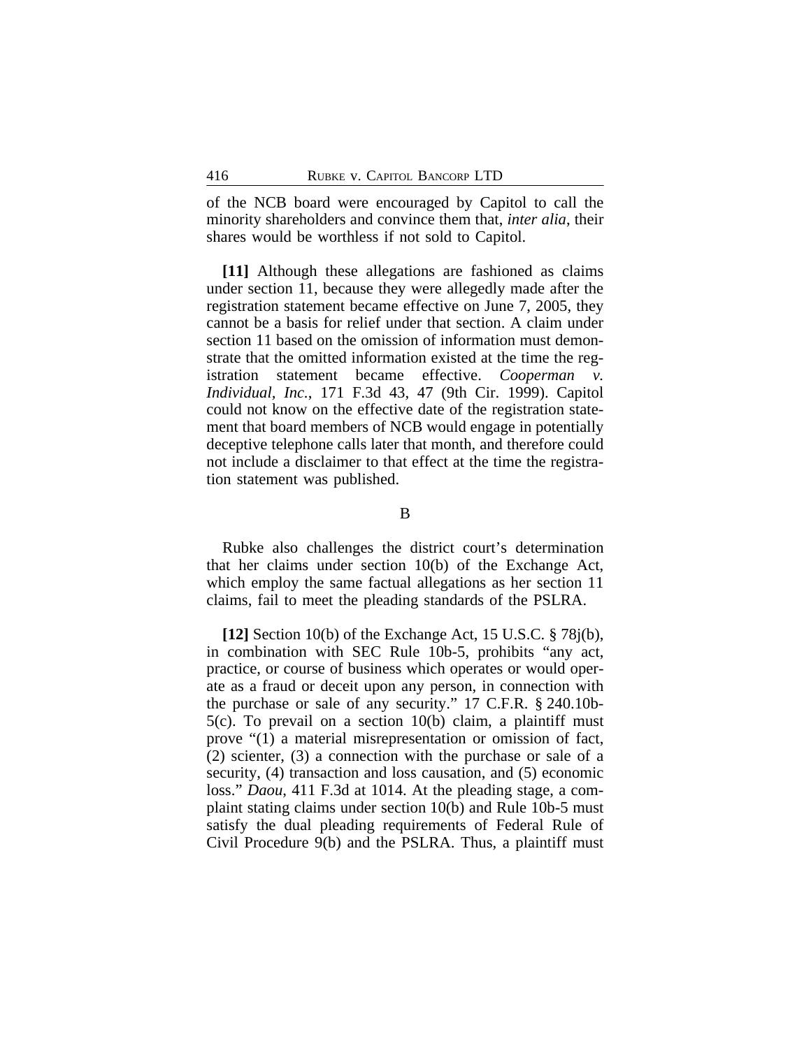of the NCB board were encouraged by Capitol to call the minority shareholders and convince them that, *inter alia*, their shares would be worthless if not sold to Capitol.

**[11]** Although these allegations are fashioned as claims under section 11, because they were allegedly made after the registration statement became effective on June 7, 2005, they cannot be a basis for relief under that section. A claim under section 11 based on the omission of information must demonstrate that the omitted information existed at the time the registration statement became effective. *Cooperman v. Individual, Inc.*, 171 F.3d 43, 47 (9th Cir. 1999). Capitol could not know on the effective date of the registration statement that board members of NCB would engage in potentially deceptive telephone calls later that month, and therefore could not include a disclaimer to that effect at the time the registration statement was published.

B

Rubke also challenges the district court's determination that her claims under section 10(b) of the Exchange Act, which employ the same factual allegations as her section 11 claims, fail to meet the pleading standards of the PSLRA.

**[12]** Section 10(b) of the Exchange Act, 15 U.S.C. § 78j(b), in combination with SEC Rule 10b-5, prohibits "any act, practice, or course of business which operates or would operate as a fraud or deceit upon any person, in connection with the purchase or sale of any security." 17 C.F.R. § 240.10b-5(c). To prevail on a section 10(b) claim, a plaintiff must prove "(1) a material misrepresentation or omission of fact, (2) scienter, (3) a connection with the purchase or sale of a security, (4) transaction and loss causation, and (5) economic loss." *Daou*, 411 F.3d at 1014. At the pleading stage, a complaint stating claims under section 10(b) and Rule 10b-5 must satisfy the dual pleading requirements of Federal Rule of Civil Procedure 9(b) and the PSLRA. Thus, a plaintiff must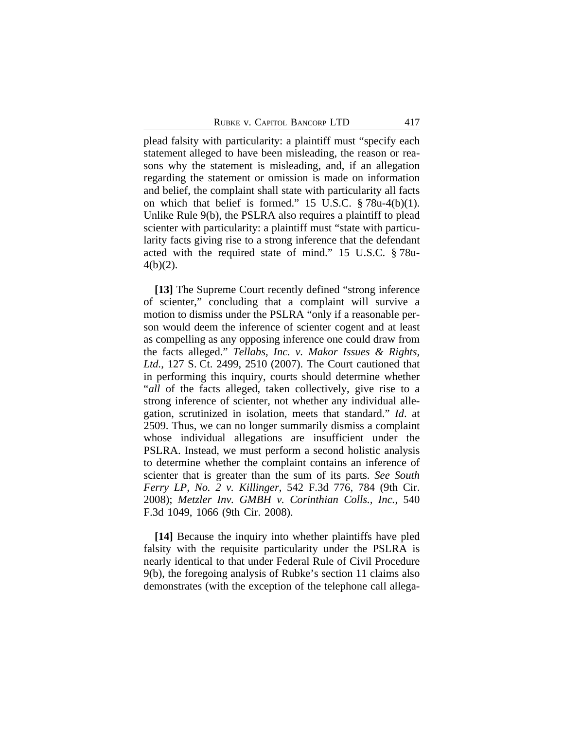plead falsity with particularity: a plaintiff must "specify each statement alleged to have been misleading, the reason or reasons why the statement is misleading, and, if an allegation regarding the statement or omission is made on information and belief, the complaint shall state with particularity all facts on which that belief is formed." 15 U.S.C. § 78u-4(b)(1). Unlike Rule 9(b), the PSLRA also requires a plaintiff to plead scienter with particularity: a plaintiff must "state with particularity facts giving rise to a strong inference that the defendant acted with the required state of mind." 15 U.S.C. § 78u-4(b)(2).

**[13]** The Supreme Court recently defined "strong inference of scienter," concluding that a complaint will survive a motion to dismiss under the PSLRA "only if a reasonable person would deem the inference of scienter cogent and at least as compelling as any opposing inference one could draw from the facts alleged." *Tellabs, Inc. v. Makor Issues & Rights, Ltd.*, 127 S. Ct. 2499, 2510 (2007). The Court cautioned that in performing this inquiry, courts should determine whether "*all* of the facts alleged, taken collectively, give rise to a strong inference of scienter, not whether any individual allegation, scrutinized in isolation, meets that standard." *Id*. at 2509. Thus, we can no longer summarily dismiss a complaint whose individual allegations are insufficient under the PSLRA. Instead, we must perform a second holistic analysis to determine whether the complaint contains an inference of scienter that is greater than the sum of its parts. *See South Ferry LP, No. 2 v. Killinger*, 542 F.3d 776, 784 (9th Cir. 2008); *Metzler Inv. GMBH v. Corinthian Colls., Inc.*, 540 F.3d 1049, 1066 (9th Cir. 2008).

**[14]** Because the inquiry into whether plaintiffs have pled falsity with the requisite particularity under the PSLRA is nearly identical to that under Federal Rule of Civil Procedure 9(b), the foregoing analysis of Rubke's section 11 claims also demonstrates (with the exception of the telephone call allega-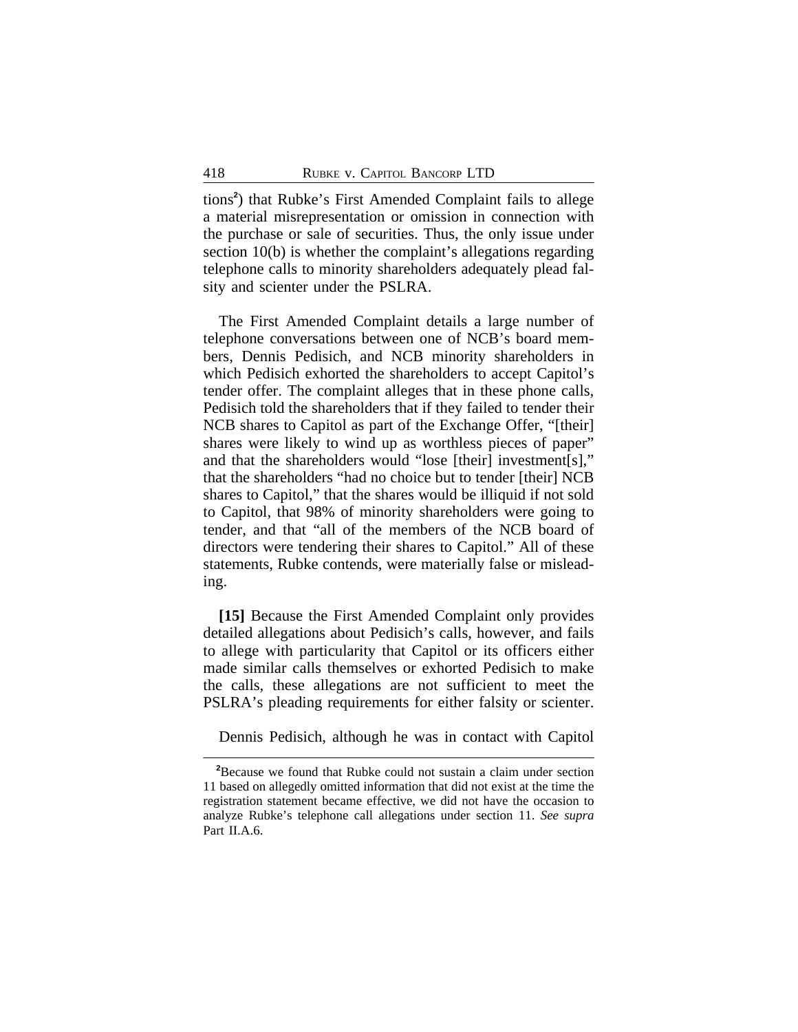tions[2]) that Rubke's First Amended Complaint fails to allege a material misrepresentation or omission in connection with the purchase or sale of securities. Thus, the only issue under section 10(b) is whether the complaint's allegations regarding telephone calls to minority shareholders adequately plead falsity and scienter under the PSLRA.

The First Amended Complaint details a large number of telephone conversations between one of NCB's board members, Dennis Pedisich, and NCB minority shareholders in which Pedisich exhorted the shareholders to accept Capitol's tender offer. The complaint alleges that in these phone calls, Pedisich told the shareholders that if they failed to tender their NCB shares to Capitol as part of the Exchange Offer, "[their] shares were likely to wind up as worthless pieces of paper" and that the shareholders would "lose [their] investment[s]," that the shareholders "had no choice but to tender [their] NCB shares to Capitol," that the shares would be illiquid if not sold to Capitol, that 98% of minority shareholders were going to tender, and that "all of the members of the NCB board of directors were tendering their shares to Capitol." All of these statements, Rubke contends, were materially false or misleading.

**[15]** Because the First Amended Complaint only provides detailed allegations about Pedisich's calls, however, and fails to allege with particularity that Capitol or its officers either made similar calls themselves or exhorted Pedisich to make the calls, these allegations are not sufficient to meet the PSLRA's pleading requirements for either falsity or scienter.

Dennis Pedisich, although he was in contact with Capitol

---

[2]Because we found that Rubke could not sustain a claim under section 11 based on allegedly omitted information that did not exist at the time the registration statement became effective, we did not have the occasion to analyze Rubke's telephone call allegations under section 11. *See supra* Part II.A.6.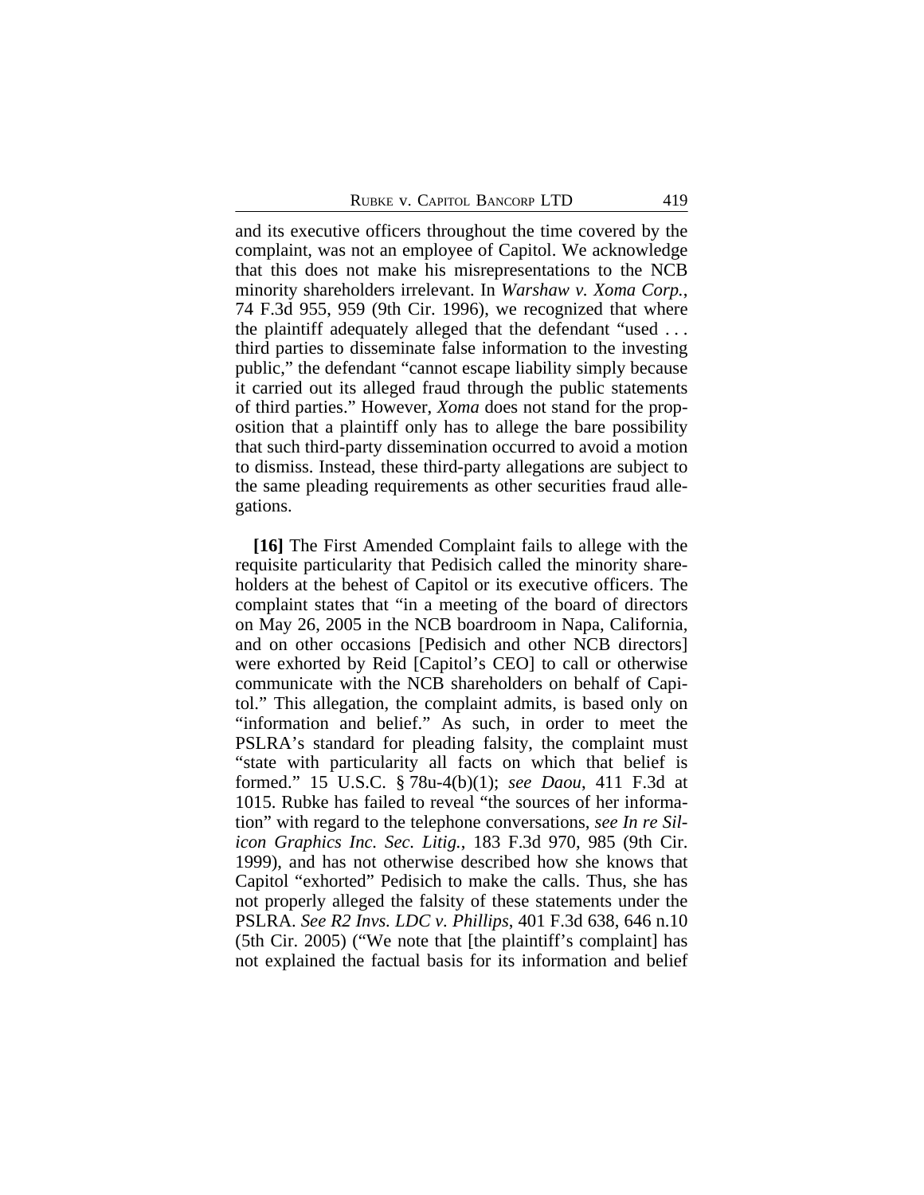and its executive officers throughout the time covered by the complaint, was not an employee of Capitol. We acknowledge that this does not make his misrepresentations to the NCB minority shareholders irrelevant. In *Warshaw v. Xoma Corp.*, 74 F.3d 955, 959 (9th Cir. 1996), we recognized that where the plaintiff adequately alleged that the defendant "used . . . third parties to disseminate false information to the investing public," the defendant "cannot escape liability simply because it carried out its alleged fraud through the public statements of third parties." However, *Xoma* does not stand for the proposition that a plaintiff only has to allege the bare possibility that such third-party dissemination occurred to avoid a motion to dismiss. Instead, these third-party allegations are subject to the same pleading requirements as other securities fraud allegations.

**[16]** The First Amended Complaint fails to allege with the requisite particularity that Pedisich called the minority shareholders at the behest of Capitol or its executive officers. The complaint states that "in a meeting of the board of directors on May 26, 2005 in the NCB boardroom in Napa, California, and on other occasions [Pedisich and other NCB directors] were exhorted by Reid [Capitol's CEO] to call or otherwise communicate with the NCB shareholders on behalf of Capitol." This allegation, the complaint admits, is based only on "information and belief." As such, in order to meet the PSLRA's standard for pleading falsity, the complaint must "state with particularity all facts on which that belief is formed." 15 U.S.C. § 78u-4(b)(1); *see Daou*, 411 F.3d at 1015. Rubke has failed to reveal "the sources of her information" with regard to the telephone conversations, *see In re Silicon Graphics Inc. Sec. Litig.*, 183 F.3d 970, 985 (9th Cir. 1999), and has not otherwise described how she knows that Capitol "exhorted" Pedisich to make the calls. Thus, she has not properly alleged the falsity of these statements under the PSLRA. *See R2 Invs. LDC v. Phillips*, 401 F.3d 638, 646 n.10 (5th Cir. 2005) ("We note that [the plaintiff's complaint] has not explained the factual basis for its information and belief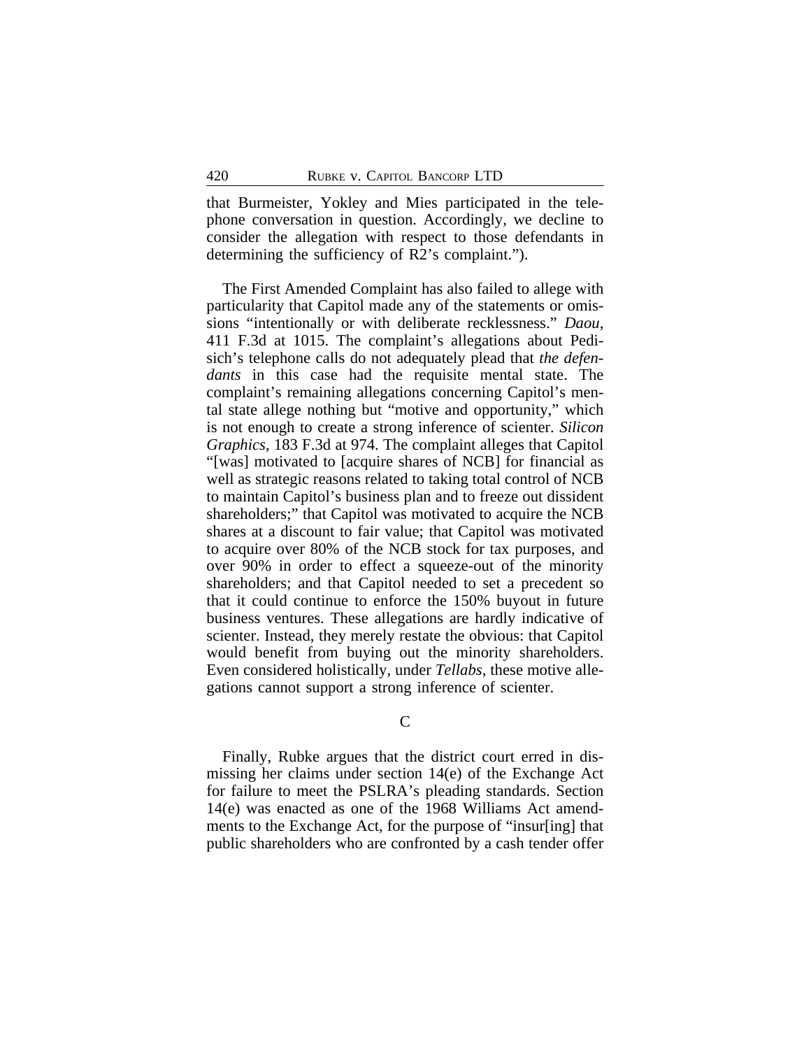that Burmeister, Yokley and Mies participated in the telephone conversation in question. Accordingly, we decline to consider the allegation with respect to those defendants in determining the sufficiency of R2's complaint.").

The First Amended Complaint has also failed to allege with particularity that Capitol made any of the statements or omissions "intentionally or with deliberate recklessness." *Daou*, 411 F.3d at 1015. The complaint's allegations about Pedisich's telephone calls do not adequately plead that *the defendants* in this case had the requisite mental state. The complaint's remaining allegations concerning Capitol's mental state allege nothing but "motive and opportunity," which is not enough to create a strong inference of scienter. *Silicon Graphics*, 183 F.3d at 974. The complaint alleges that Capitol "[was] motivated to [acquire shares of NCB] for financial as well as strategic reasons related to taking total control of NCB to maintain Capitol's business plan and to freeze out dissident shareholders;" that Capitol was motivated to acquire the NCB shares at a discount to fair value; that Capitol was motivated to acquire over 80% of the NCB stock for tax purposes, and over 90% in order to effect a squeeze-out of the minority shareholders; and that Capitol needed to set a precedent so that it could continue to enforce the 150% buyout in future business ventures. These allegations are hardly indicative of scienter. Instead, they merely restate the obvious: that Capitol would benefit from buying out the minority shareholders. Even considered holistically, under *Tellabs*, these motive allegations cannot support a strong inference of scienter.

### C

Finally, Rubke argues that the district court erred in dismissing her claims under section 14(e) of the Exchange Act for failure to meet the PSLRA's pleading standards. Section 14(e) was enacted as one of the 1968 Williams Act amendments to the Exchange Act, for the purpose of "insur[ing] that public shareholders who are confronted by a cash tender offer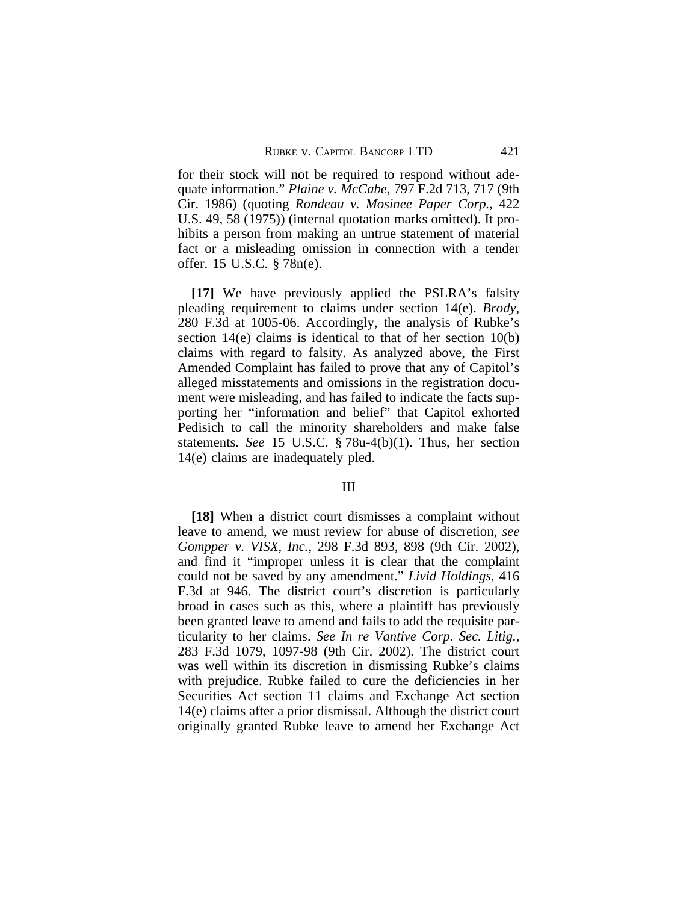for their stock will not be required to respond without adequate information." *Plaine v. McCabe*, 797 F.2d 713, 717 (9th Cir. 1986) (quoting *Rondeau v. Mosinee Paper Corp.*, 422 U.S. 49, 58 (1975)) (internal quotation marks omitted). It prohibits a person from making an untrue statement of material fact or a misleading omission in connection with a tender offer. 15 U.S.C. § 78n(e).

**[17]** We have previously applied the PSLRA's falsity pleading requirement to claims under section 14(e). *Brody*, 280 F.3d at 1005-06. Accordingly, the analysis of Rubke's section 14(e) claims is identical to that of her section 10(b) claims with regard to falsity. As analyzed above, the First Amended Complaint has failed to prove that any of Capitol's alleged misstatements and omissions in the registration document were misleading, and has failed to indicate the facts supporting her "information and belief" that Capitol exhorted Pedisich to call the minority shareholders and make false statements. *See* 15 U.S.C. § 78u-4(b)(1). Thus, her section 14(e) claims are inadequately pled.

III

**[18]** When a district court dismisses a complaint without leave to amend, we must review for abuse of discretion, *see Gompper v. VISX, Inc.*, 298 F.3d 893, 898 (9th Cir. 2002), and find it "improper unless it is clear that the complaint could not be saved by any amendment." *Livid Holdings*, 416 F.3d at 946. The district court's discretion is particularly broad in cases such as this, where a plaintiff has previously been granted leave to amend and fails to add the requisite particularity to her claims. *See In re Vantive Corp. Sec. Litig.*, 283 F.3d 1079, 1097-98 (9th Cir. 2002). The district court was well within its discretion in dismissing Rubke's claims with prejudice. Rubke failed to cure the deficiencies in her Securities Act section 11 claims and Exchange Act section 14(e) claims after a prior dismissal. Although the district court originally granted Rubke leave to amend her Exchange Act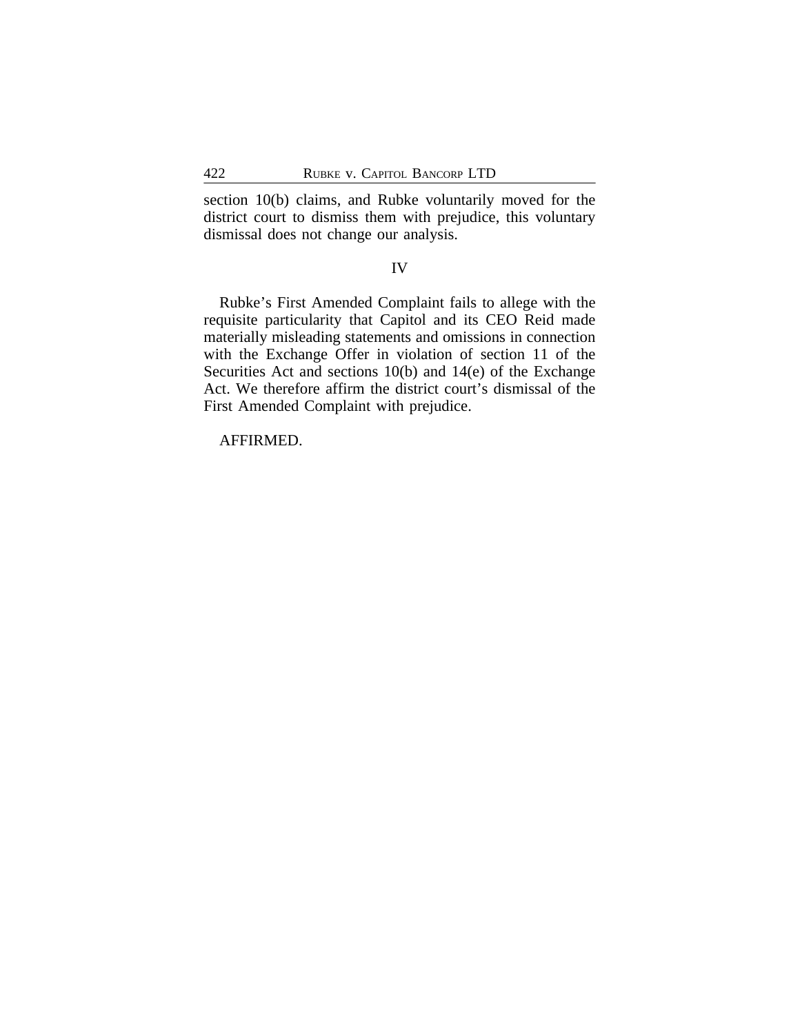section 10(b) claims, and Rubke voluntarily moved for the district court to dismiss them with prejudice, this voluntary dismissal does not change our analysis.

## IV

Rubke's First Amended Complaint fails to allege with the requisite particularity that Capitol and its CEO Reid made materially misleading statements and omissions in connection with the Exchange Offer in violation of section 11 of the Securities Act and sections 10(b) and 14(e) of the Exchange Act. We therefore affirm the district court's dismissal of the First Amended Complaint with prejudice.

AFFIRMED.